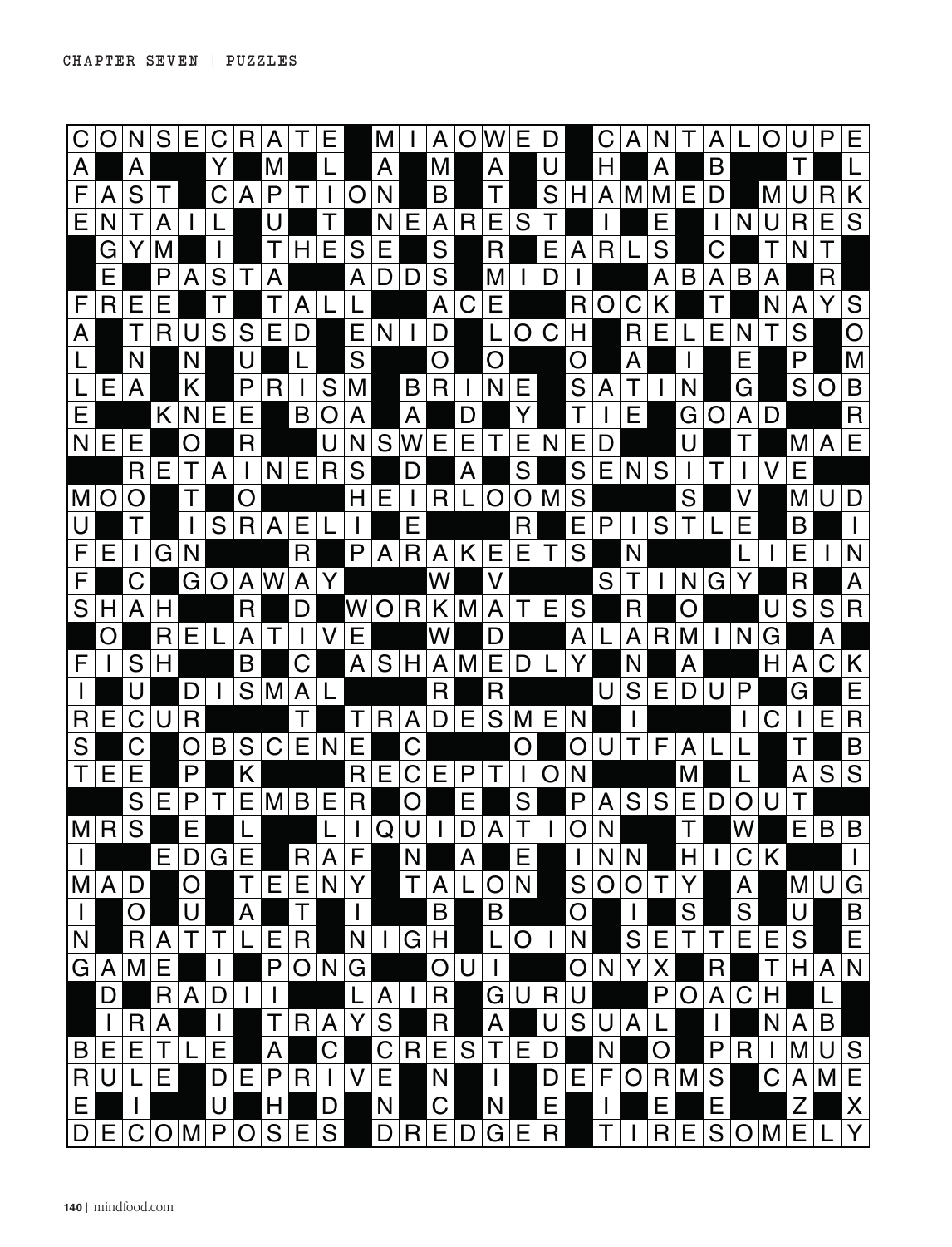```
CONSECRATE#MIAOWED#CANTALOUPE
A#A##Y#M#L#A#M#A#U#H#A#B##T#L
FAST#CAPTION#B#T#SHAMMED#MURK
ENTAIL#U#T#NEAREST#I#E#INURES
#GYM#I#THESE#S#R#EARLS#C#TNT#
#E#PASTA##ADDS#MIDI##ABABA#R#
FREE#T#TALL##ACE##ROCK#T#NAYS
A#TRUSSED#ENID#LOCH#RELENTS#O
L#N#N#U#L#S##O#O##O#A#I#E#P#M
LEA#K#PRISM#BRINE#SATIN#G#SOB
E##KNEE#BOA#A#D#Y#TIE#GOAD##R
NEE#O#R##UNSWEETENED##U#T#MAE
##RETAINERS#D#A#S#SENSITIVE##
MOO#T#O###HEIRLOOMS###S#V#MUD
U#T#ISRAELI#E###R#EPISTLE#B#I
FEIGN###R#PARAKEETS#N###LIEIN
F#C#GOAWAY###W#V###STINGY#R#A
SHAH##R#D#WORKMATES#R#O##USSR
#O#RELATIVE##W#D##ALARMING##A#
FISH##B#C#ASHAMEDLY#N#A##HACK
I#U#DISMAL###R#R###USEDUP#G#E
RECUR###T#TRADESMEN#I###ICIER
S#C#OBSCENE#C###O#OUTFALL#T#B
TEE#P#K###RECEPTION##M#L#ASS
##SEPTEMBER#O#E#S#PASSEDOUT##
MRS#E#L##LIQUIDATION##T#W#EBB
I##EDGE#RAF#N#A#E#INN#HICK##I
MAD#O#TEENY#TALON#SOOTY#A#MUG
I#O#U#A#T#I##B#B##O#I#S#S#U#B
N#RATTLER#NIGH#LOIN#SETTEES#E
GAME#I#PONG##OUI##ONYX#R#THAN
#D#RADII##LAIR#GURU##POACH#L#
#IRA#I#TRAYS#R#A#USUAL#I#NAB#
BEETLE#A#C#CRESTED#N#O#PRIMUS
RULE#DEPRIVE#N#I#DEFORMS#CAME
E#I##U#H#D#N#C#N#E#I#E#E##Z#X
DECOMPOSES#DREDGER#TIRESOMELY
```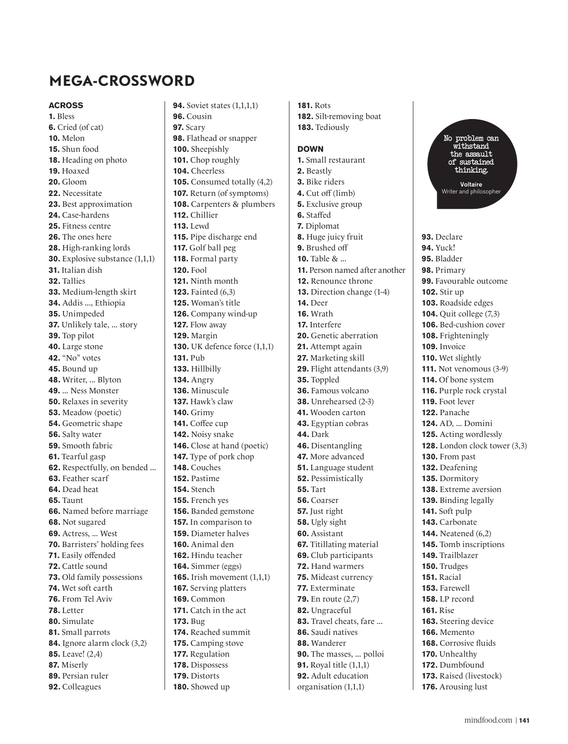# MEGA-CROSSWORD

### ACROSS

**1.** Bless
**6.** Cried (of cat)
**10.** Melon
**15.** Shun food
**18.** Heading on photo
**19.** Hoaxed
**20.** Gloom
**22.** Necessitate
**23.** Best approximation
**24.** Case-hardens
**25.** Fitness centre
**26.** The ones here
**28.** High-ranking lords
**30.** Explosive substance (1,1,1)
**31.** Italian dish
**32.** Tallies
**33.** Medium-length skirt
**34.** Addis ..., Ethiopia
**35.** Unimpeded
**37.** Unlikely tale, ... story
**39.** Top pilot
**40.** Large stone
**42.** "No" votes
**45.** Bound up
**48.** Writer, ... Blyton
**49.** ... Ness Monster
**50.** Relaxes in severity
**53.** Meadow (poetic)
**54.** Geometric shape
**56.** Salty water
**59.** Smooth fabric
**61.** Tearful gasp
**62.** Respectfully, on bended ...
**63.** Feather scarf
**64.** Dead heat
**65.** Taunt
**66.** Named before marriage
**68.** Not sugared
**69.** Actress, ... West
**70.** Barristers' holding fees
**71.** Easily offended
**72.** Cattle sound
**73.** Old family possessions
**74.** Wet soft earth
**76.** From Tel Aviv
**78.** Letter
**80.** Simulate
**81.** Small parrots
**84.** Ignore alarm clock (3,2)
**85.** Leave! (2,4)
**87.** Miserly
**89.** Persian ruler
**92.** Colleagues
**94.** Soviet states (1,1,1,1)
**96.** Cousin
**97.** Scary
**98.** Flathead or snapper
**100.** Sheepishly
**101.** Chop roughly
**104.** Cheerless
**105.** Consumed totally (4,2)
**107.** Return (of symptoms)
**108.** Carpenters & plumbers
**112.** Chillier
**113.** Lewd
**115.** Pipe discharge end
**117.** Golf ball peg
**118.** Formal party
**120.** Fool
**121.** Ninth month
**123.** Fainted (6,3)
**125.** Woman's title
**126.** Company wind-up
**127.** Flow away
**129.** Margin
**130.** UK defence force (1,1,1)
**131.** Pub
**133.** Hillbilly
**134.** Angry
**136.** Minuscule
**137.** Hawk's claw
**140.** Grimy
**141.** Coffee cup
**142.** Noisy snake
**146.** Close at hand (poetic)
**147.** Type of pork chop
**148.** Couches
**152.** Pastime
**154.** Stench
**155.** French yes
**156.** Banded gemstone
**157.** In comparison to
**159.** Diameter halves
**160.** Animal den
**162.** Hindu teacher
**164.** Simmer (eggs)
**165.** Irish movement (1,1,1)
**167.** Serving platters
**169.** Common
**171.** Catch in the act
**173.** Bug
**174.** Reached summit
**175.** Camping stove
**177.** Regulation
**178.** Dispossess
**179.** Distorts
**180.** Showed up
**181.** Rots
**182.** Silt-removing boat
**183.** Tediously

### DOWN

**1.** Small restaurant
**2.** Beastly
**3.** Bike riders
**4.** Cut off (limb)
**5.** Exclusive group
**6.** Staffed
**7.** Diplomat
**8.** Huge juicy fruit
**9.** Brushed off
**10.** Table & ...
**11.** Person named after another
**12.** Renounce throne
**13.** Direction change (1-4)
**14.** Deer
**16.** Wrath
**17.** Interfere
**20.** Genetic aberration
**21.** Attempt again
**27.** Marketing skill
**29.** Flight attendants (3,9)
**35.** Toppled
**36.** Famous volcano
**38.** Unrehearsed (2-3)
**41.** Wooden carton
**43.** Egyptian cobras
**44.** Dark
**46.** Disentangling
**47.** More advanced
**51.** Language student
**52.** Pessimistically
**55.** Tart
**56.** Coarser
**57.** Just right
**58.** Ugly sight
**60.** Assistant
**67.** Titillating material
**69.** Club participants
**72.** Hand warmers
**75.** Mideast currency
**77.** Exterminate
**79.** En route (2,7)
**82.** Ungraceful
**83.** Travel cheats, fare ...
**86.** Saudi natives
**88.** Wanderer
**90.** The masses, ... polloi
**91.** Royal title (1,1,1)
**92.** Adult education organisation (1,1,1)
**93.** Declare
**94.** Yuck!
**95.** Bladder
**98.** Primary
**99.** Favourable outcome
**102.** Stir up
**103.** Roadside edges
**104.** Quit college (7,3)
**106.** Bed-cushion cover
**108.** Frighteningly
**109.** Invoice
**110.** Wet slightly
**111.** Not venomous (3-9)
**114.** Of bone system
**116.** Purple rock crystal
**119.** Foot lever
**122.** Panache
**124.** AD, ... Domini
**125.** Acting wordlessly
**128.** London clock tower (3,3)
**130.** From past
**132.** Deafening
**135.** Dormitory
**138.** Extreme aversion
**139.** Binding legally
**141.** Soft pulp
**143.** Carbonate
**144.** Neatened (6,2)
**145.** Tomb inscriptions
**149.** Trailblazer
**150.** Trudges
**151.** Racial
**153.** Farewell
**158.** LP record
**161.** Rise
**163.** Steering device
**166.** Memento
**168.** Corrosive fluids
**170.** Unhealthy
**172.** Dumbfound
**173.** Raised (livestock)
**176.** Arousing lust

No problem can withstand the assault of sustained thinking.

**Voltaire**
Writer and philosopher